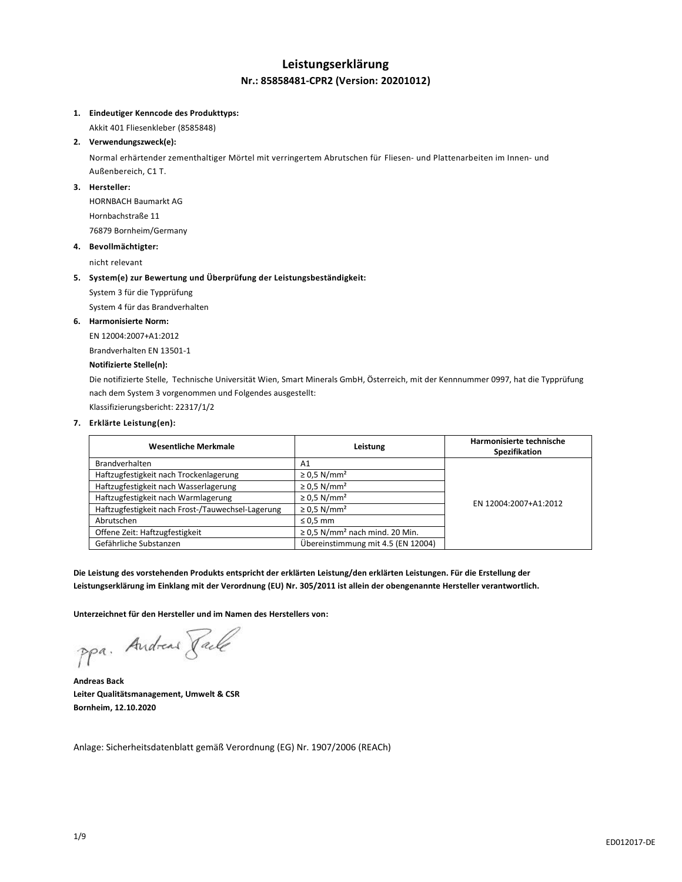# Leistungserklärung

## Nr.: 85858481-CPR2 (Version: 20201012)

1. **Eindeutiger Kenncode des Produkttyps:**

   Akkit 401 Fliesenkleber (8585848)

2. **Verwendungszweck(e):**

   Normal erhärtender zementhaltiger Mörtel mit verringertem Abrutschen für Fliesen- und Plattenarbeiten im Innen- und Außenbereich, C1 T.

3. **Hersteller:**

   HORNBACH Baumarkt AG

   Hornbachstraße 11

   76879 Bornheim/Germany

4. **Bevollmächtigter:**

   nicht relevant

5. **System(e) zur Bewertung und Überprüfung der Leistungsbeständigkeit:**

   System 3 für die Typprüfung

   System 4 für das Brandverhalten

6. **Harmonisierte Norm:**

   EN 12004:2007+A1:2012

   Brandverhalten EN 13501-1

   **Notifizierte Stelle(n):**

   Die notifizierte Stelle, Technische Universität Wien, Smart Minerals GmbH, Österreich, mit der Kennnummer 0997, hat die Typprüfung nach dem System 3 vorgenommen und Folgendes ausgestellt:

   Klassifizierungsbericht: 22317/1/2

7. **Erklärte Leistung(en):**

| Wesentliche Merkmale | Leistung | Harmonisierte technische Spezifikation |
|---|---|---|
| Brandverhalten | A1 | EN 12004:2007+A1:2012 |
| Haftzugfestigkeit nach Trockenlagerung | ≥ 0,5 N/mm² | |
| Haftzugfestigkeit nach Wasserlagerung | ≥ 0,5 N/mm² | |
| Haftzugfestigkeit nach Warmlagerung | ≥ 0,5 N/mm² | |
| Haftzugfestigkeit nach Frost-/Tauwechsel-Lagerung | ≥ 0,5 N/mm² | |
| Abrutschen | ≤ 0,5 mm | |
| Offene Zeit: Haftzugfestigkeit | ≥ 0,5 N/mm² nach mind. 20 Min. | |
| Gefährliche Substanzen | Übereinstimmung mit 4.5 (EN 12004) | |

**Die Leistung des vorstehenden Produkts entspricht der erklärten Leistung/den erklärten Leistungen. Für die Erstellung der Leistungserklärung im Einklang mit der Verordnung (EU) Nr. 305/2011 ist allein der obengenannte Hersteller verantwortlich.**

**Unterzeichnet für den Hersteller und im Namen des Herstellers von:**

ppa. Andreas Back

**Andreas Back**
**Leiter Qualitätsmanagement, Umwelt & CSR**
**Bornheim, 12.10.2020**

Anlage: Sicherheitsdatenblatt gemäß Verordnung (EG) Nr. 1907/2006 (REACh)

ED012017-DE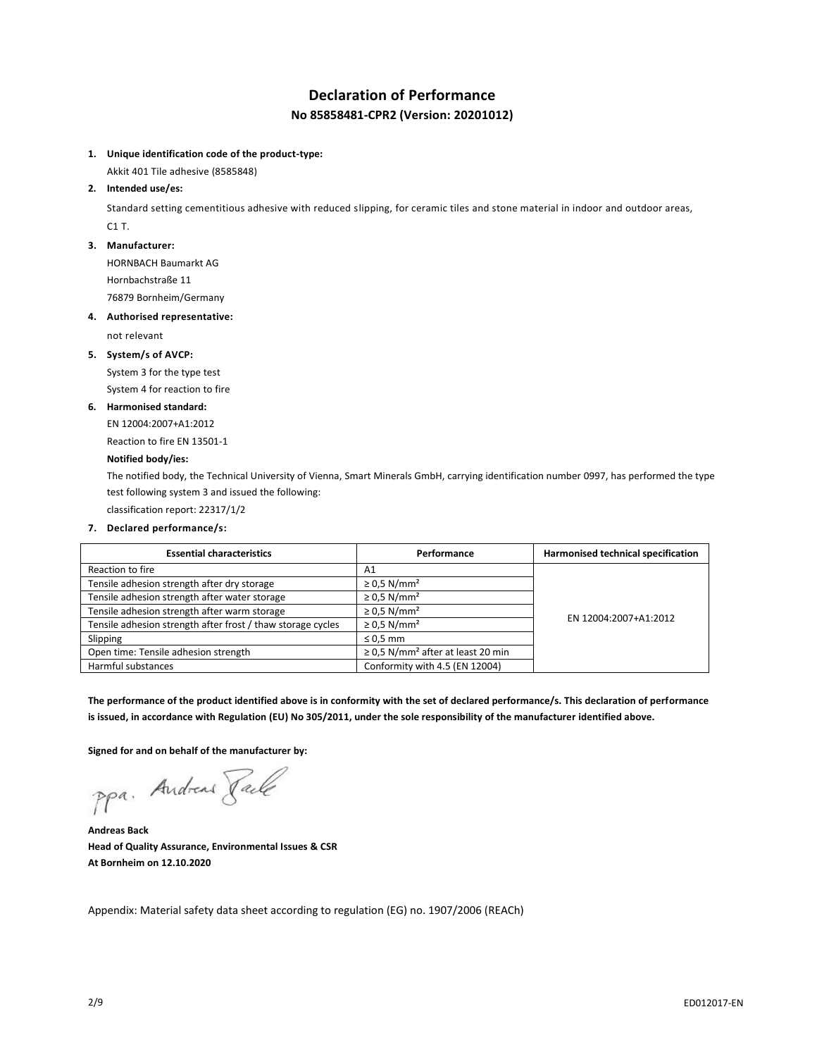# Declaration of Performance

## No 85858481-CPR2 (Version: 20201012)

1. **Unique identification code of the product-type:**

   Akkit 401 Tile adhesive (8585848)

2. **Intended use/es:**

   Standard setting cementitious adhesive with reduced slipping, for ceramic tiles and stone material in indoor and outdoor areas, C1 T.

3. **Manufacturer:**

   HORNBACH Baumarkt AG
   Hornbachstraße 11
   76879 Bornheim/Germany

4. **Authorised representative:**

   not relevant

5. **System/s of AVCP:**

   System 3 for the type test
   System 4 for reaction to fire

6. **Harmonised standard:**

   EN 12004:2007+A1:2012
   Reaction to fire EN 13501-1

   **Notified body/ies:**

   The notified body, the Technical University of Vienna, Smart Minerals GmbH, carrying identification number 0997, has performed the type test following system 3 and issued the following:
   classification report: 22317/1/2

7. **Declared performance/s:**

| Essential characteristics | Performance | Harmonised technical specification |
|---|---|---|
| Reaction to fire | A1 | EN 12004:2007+A1:2012 |
| Tensile adhesion strength after dry storage | ≥ 0,5 N/mm² | |
| Tensile adhesion strength after water storage | ≥ 0,5 N/mm² | |
| Tensile adhesion strength after warm storage | ≥ 0,5 N/mm² | |
| Tensile adhesion strength after frost / thaw storage cycles | ≥ 0,5 N/mm² | |
| Slipping | ≤ 0,5 mm | |
| Open time: Tensile adhesion strength | ≥ 0,5 N/mm² after at least 20 min | |
| Harmful substances | Conformity with 4.5 (EN 12004) | |

**The performance of the product identified above is in conformity with the set of declared performance/s. This declaration of performance is issued, in accordance with Regulation (EU) No 305/2011, under the sole responsibility of the manufacturer identified above.**

**Signed for and on behalf of the manufacturer by:**

ppa. Andreas Back

**Andreas Back**
**Head of Quality Assurance, Environmental Issues & CSR**
**At Bornheim on 12.10.2020**

Appendix: Material safety data sheet according to regulation (EG) no. 1907/2006 (REACh)

ED012017-EN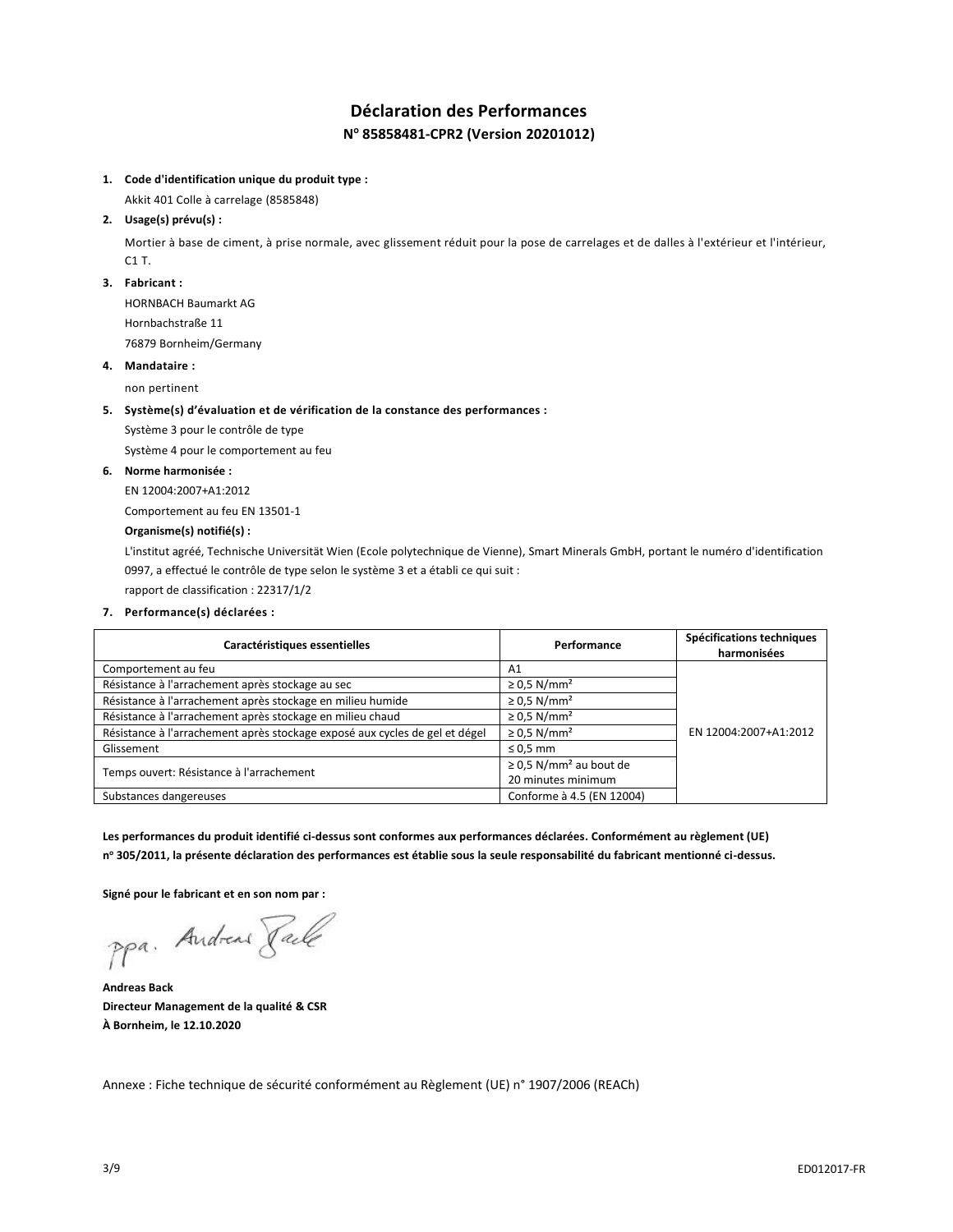# Déclaration des Performances

## N° 85858481-CPR2 (Version 20201012)

1. **Code d'identification unique du produit type :**

   Akkit 401 Colle à carrelage (8585848)

2. **Usage(s) prévu(s) :**

   Mortier à base de ciment, à prise normale, avec glissement réduit pour la pose de carrelages et de dalles à l'extérieur et l'intérieur, C1 T.

3. **Fabricant :**

   HORNBACH Baumarkt AG
   Hornbachstraße 11
   76879 Bornheim/Germany

4. **Mandataire :**

   non pertinent

5. **Système(s) d'évaluation et de vérification de la constance des performances :**

   Système 3 pour le contrôle de type
   Système 4 pour le comportement au feu

6. **Norme harmonisée :**

   EN 12004:2007+A1:2012
   Comportement au feu EN 13501-1

   **Organisme(s) notifié(s) :**

   L'institut agréé, Technische Universität Wien (Ecole polytechnique de Vienne), Smart Minerals GmbH, portant le numéro d'identification 0997, a effectué le contrôle de type selon le système 3 et a établi ce qui suit :
   rapport de classification : 22317/1/2

7. **Performance(s) déclarées :**

| Caractéristiques essentielles | Performance | Spécifications techniques harmonisées |
|---|---|---|
| Comportement au feu | A1 | EN 12004:2007+A1:2012 |
| Résistance à l'arrachement après stockage au sec | ≥ 0,5 N/mm² | |
| Résistance à l'arrachement après stockage en milieu humide | ≥ 0,5 N/mm² | |
| Résistance à l'arrachement après stockage en milieu chaud | ≥ 0,5 N/mm² | |
| Résistance à l'arrachement après stockage exposé aux cycles de gel et dégel | ≥ 0,5 N/mm² | |
| Glissement | ≤ 0,5 mm | |
| Temps ouvert: Résistance à l'arrachement | ≥ 0,5 N/mm² au bout de 20 minutes minimum | |
| Substances dangereuses | Conforme à 4.5 (EN 12004) | |

**Les performances du produit identifié ci-dessus sont conformes aux performances déclarées. Conformément au règlement (UE) n° 305/2011, la présente déclaration des performances est établie sous la seule responsabilité du fabricant mentionné ci-dessus.**

**Signé pour le fabricant et en son nom par :**

ppa. Andreas Back

**Andreas Back**
**Directeur Management de la qualité & CSR**
**À Bornheim, le 12.10.2020**

Annexe : Fiche technique de sécurité conformément au Règlement (UE) n° 1907/2006 (REACh)

ED012017-FR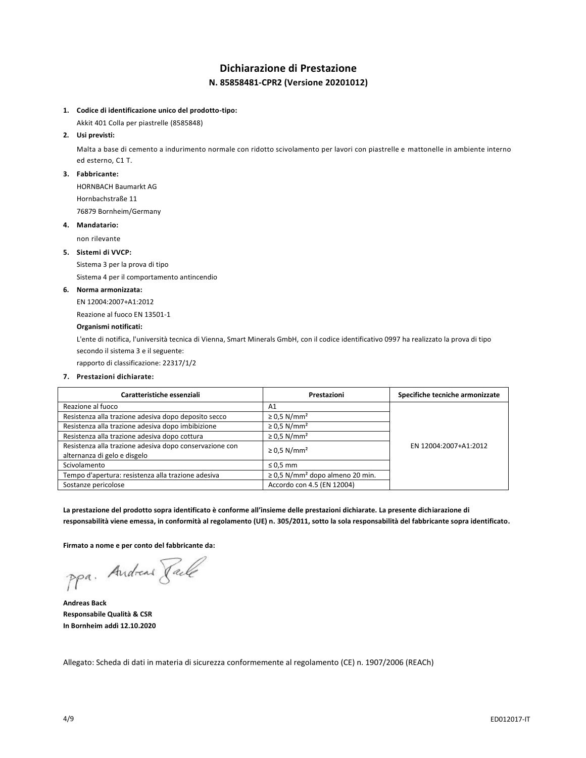# Dichiarazione di Prestazione

## N. 85858481-CPR2 (Versione 20201012)

1. **Codice di identificazione unico del prodotto-tipo:**

   Akkit 401 Colla per piastrelle (8585848)

2. **Usi previsti:**

   Malta a base di cemento a indurimento normale con ridotto scivolamento per lavori con piastrelle e mattonelle in ambiente interno ed esterno, C1 T.

3. **Fabbricante:**

   HORNBACH Baumarkt AG

   Hornbachstraße 11

   76879 Bornheim/Germany

4. **Mandatario:**

   non rilevante

5. **Sistemi di VVCP:**

   Sistema 3 per la prova di tipo

   Sistema 4 per il comportamento antincendio

6. **Norma armonizzata:**

   EN 12004:2007+A1:2012

   Reazione al fuoco EN 13501-1

   **Organismi notificati:**

   L'ente di notifica, l'università tecnica di Vienna, Smart Minerals GmbH, con il codice identificativo 0997 ha realizzato la prova di tipo secondo il sistema 3 e il seguente:

   rapporto di classificazione: 22317/1/2

7. **Prestazioni dichiarate:**

| Caratteristiche essenziali | Prestazioni | Specifiche tecniche armonizzate |
|---|---|---|
| Reazione al fuoco | A1 | EN 12004:2007+A1:2012 |
| Resistenza alla trazione adesiva dopo deposito secco | ≥ 0,5 N/mm² | |
| Resistenza alla trazione adesiva dopo imbibizione | ≥ 0,5 N/mm² | |
| Resistenza alla trazione adesiva dopo cottura | ≥ 0,5 N/mm² | |
| Resistenza alla trazione adesiva dopo conservazione con alternanza di gelo e disgelo | ≥ 0,5 N/mm² | |
| Scivolamento | ≤ 0,5 mm | |
| Tempo d'apertura: resistenza alla trazione adesiva | ≥ 0,5 N/mm² dopo almeno 20 min. | |
| Sostanze pericolose | Accordo con 4.5 (EN 12004) | |

**La prestazione del prodotto sopra identificato è conforme all'insieme delle prestazioni dichiarate. La presente dichiarazione di responsabilità viene emessa, in conformità al regolamento (UE) n. 305/2011, sotto la sola responsabilità del fabbricante sopra identificato.**

**Firmato a nome e per conto del fabbricante da:**

ppa. Andreas Back

**Andreas Back**
**Responsabile Qualità & CSR**
**In Bornheim addì 12.10.2020**

Allegato: Scheda di dati in materia di sicurezza conformemente al regolamento (CE) n. 1907/2006 (REACh)

ED012017-IT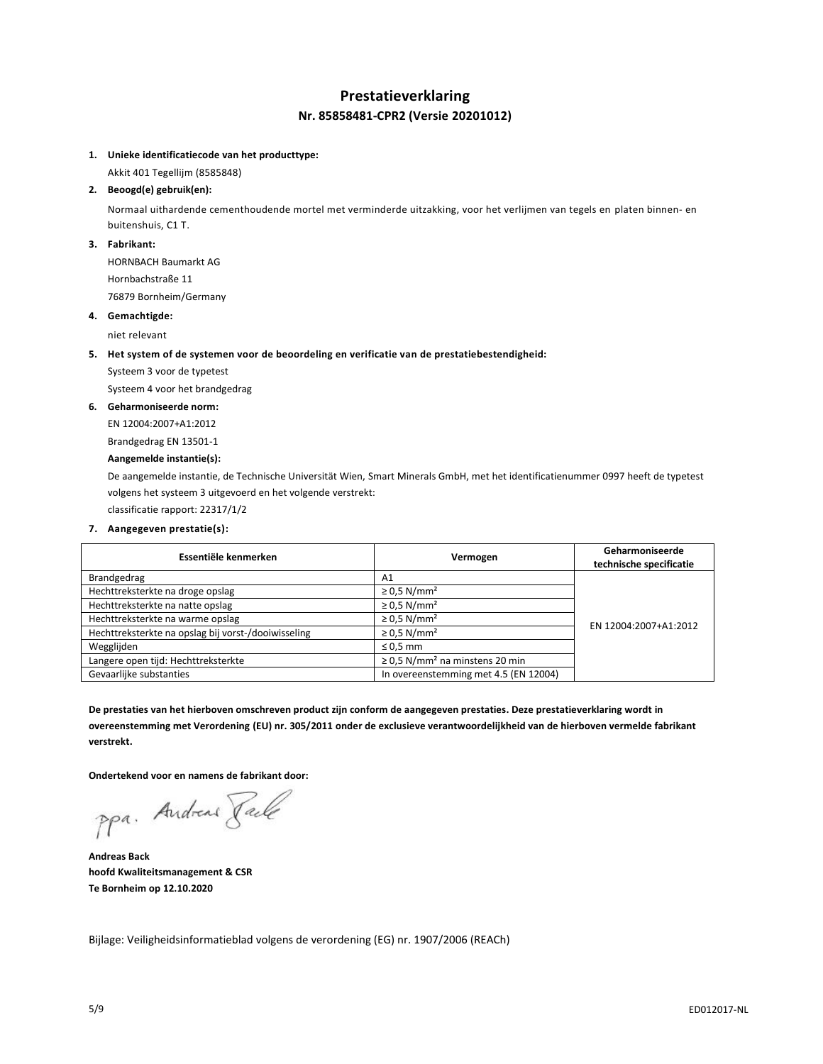# Prestatieverklaring

## Nr. 85858481-CPR2 (Versie 20201012)

1. **Unieke identificatiecode van het producttype:**

   Akkit 401 Tegellijm (8585848)

2. **Beoogd(e) gebruik(en):**

   Normaal uithardende cementhoudende mortel met verminderde uitzakking, voor het verlijmen van tegels en platen binnen- en buitenshuis, C1 T.

3. **Fabrikant:**

   HORNBACH Baumarkt AG
   Hornbachstraße 11
   76879 Bornheim/Germany

4. **Gemachtigde:**

   niet relevant

5. **Het system of de systemen voor de beoordeling en verificatie van de prestatiebestendigheid:**

   Systeem 3 voor de typetest
   Systeem 4 voor het brandgedrag

6. **Geharmoniseerde norm:**

   EN 12004:2007+A1:2012
   Brandgedrag EN 13501-1

   **Aangemelde instantie(s):**

   De aangemelde instantie, de Technische Universität Wien, Smart Minerals GmbH, met het identificatienummer 0997 heeft de typetest volgens het systeem 3 uitgevoerd en het volgende verstrekt:
   classificatie rapport: 22317/1/2

7. **Aangegeven prestatie(s):**

| Essentiële kenmerken | Vermogen | Geharmoniseerde technische specificatie |
|---|---|---|
| Brandgedrag | A1 | EN 12004:2007+A1:2012 |
| Hechttreksterkte na droge opslag | ≥ 0,5 N/mm² | |
| Hechttreksterkte na natte opslag | ≥ 0,5 N/mm² | |
| Hechttreksterkte na warme opslag | ≥ 0,5 N/mm² | |
| Hechttreksterkte na opslag bij vorst-/dooiwisseling | ≥ 0,5 N/mm² | |
| Wegglijden | ≤ 0,5 mm | |
| Langere open tijd: Hechttreksterkte | ≥ 0,5 N/mm² na minstens 20 min | |
| Gevaarlijke substanties | In overeenstemming met 4.5 (EN 12004) | |

**De prestaties van het hierboven omschreven product zijn conform de aangegeven prestaties. Deze prestatieverklaring wordt in overeenstemming met Verordening (EU) nr. 305/2011 onder de exclusieve verantwoordelijkheid van de hierboven vermelde fabrikant verstrekt.**

**Ondertekend voor en namens de fabrikant door:**

ppa. Andreas Back

**Andreas Back**
**hoofd Kwaliteitsmanagement & CSR**
**Te Bornheim op 12.10.2020**

Bijlage: Veiligheidsinformatieblad volgens de verordening (EG) nr. 1907/2006 (REACh)

ED012017-NL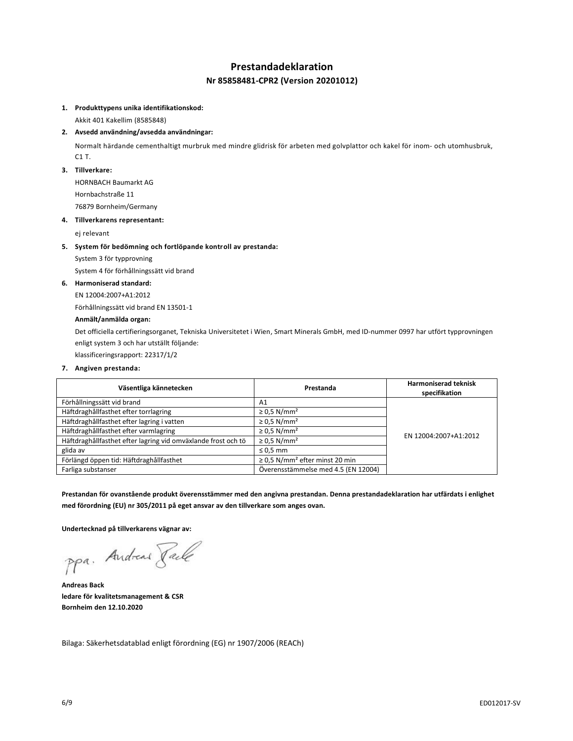# Prestandadeklaration

## Nr 85858481-CPR2 (Version 20201012)

1. **Produkttypens unika identifikationskod:**

   Akkit 401 Kakellim (8585848)

2. **Avsedd användning/avsedda användningar:**

   Normalt härdande cementhaltigt murbruk med mindre glidrisk för arbeten med golvplattor och kakel för inom- och utomhusbruk, C1 T.

3. **Tillverkare:**

   HORNBACH Baumarkt AG

   Hornbachstraße 11

   76879 Bornheim/Germany

4. **Tillverkarens representant:**

   ej relevant

5. **System för bedömning och fortlöpande kontroll av prestanda:**

   System 3 för typprovning

   System 4 för förhållningssätt vid brand

6. **Harmoniserad standard:**

   EN 12004:2007+A1:2012

   Förhållningssätt vid brand EN 13501-1

   **Anmält/anmälda organ:**

   Det officiella certifieringsorganet, Tekniska Universitetet i Wien, Smart Minerals GmbH, med ID-nummer 0997 har utfört typprovningen enligt system 3 och har utställt följande:

   klassificeringsrapport: 22317/1/2

7. **Angiven prestanda:**

| Väsentliga kännetecken | Prestanda | Harmoniserad teknisk specifikation |
|---|---|---|
| Förhållningssätt vid brand | A1 | EN 12004:2007+A1:2012 |
| Häftdraghållfasthet efter torrlagring | ≥ 0,5 N/mm² | |
| Häftdraghållfasthet efter lagring i vatten | ≥ 0,5 N/mm² | |
| Häftdraghållfasthet efter varmlagring | ≥ 0,5 N/mm² | |
| Häftdraghållfasthet efter lagring vid omväxlande frost och tö | ≥ 0,5 N/mm² | |
| glida av | ≤ 0,5 mm | |
| Förlängd öppen tid: Häftdraghållfasthet | ≥ 0,5 N/mm² efter minst 20 min | |
| Farliga substanser | Överensstämmelse med 4.5 (EN 12004) | |

**Prestandan för ovanstående produkt överensstämmer med den angivna prestandan. Denna prestandadeklaration har utfärdats i enlighet med förordning (EU) nr 305/2011 på eget ansvar av den tillverkare som anges ovan.**

**Undertecknad på tillverkarens vägnar av:**

ppa. Andreas Back

**Andreas Back**
**ledare för kvalitetsmanagement & CSR**
**Bornheim den 12.10.2020**

Bilaga: Säkerhetsdatablad enligt förordning (EG) nr 1907/2006 (REACh)

ED012017-SV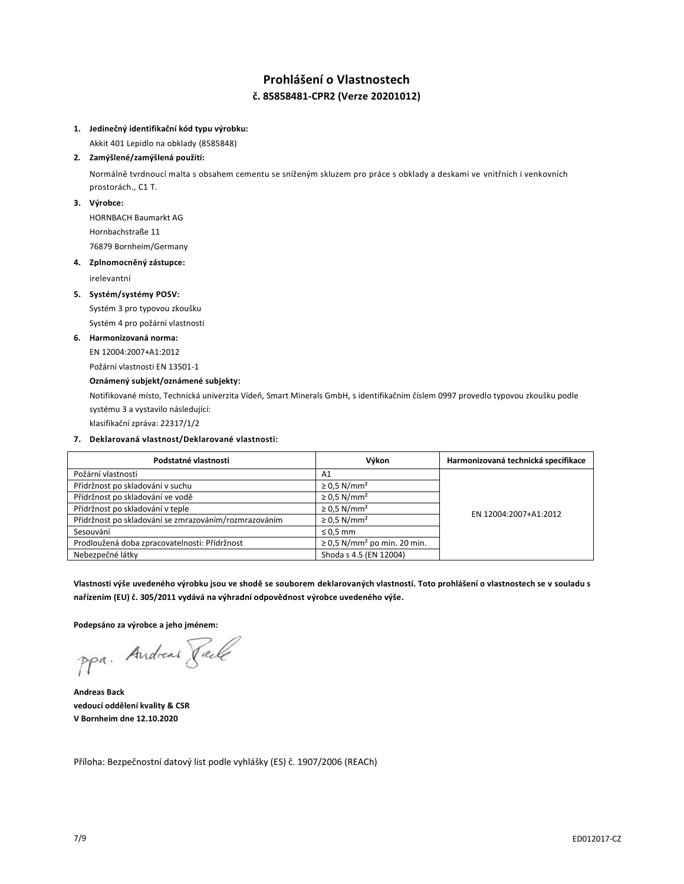# Prohlášení o Vlastnostech

## č. 85858481-CPR2 (Verze 20201012)

1. **Jedinečný identifikační kód typu výrobku:**

   Akkit 401 Lepidlo na obklady (8585848)

2. **Zamýšlené/zamýšlená použití:**

   Normálně tvrdnoucí malta s obsahem cementu se sníženým skluzem pro práce s obklady a deskami ve vnitřních i venkovních prostorách., C1 T.

3. **Výrobce:**

   HORNBACH Baumarkt AG

   Hornbachstraße 11

   76879 Bornheim/Germany

4. **Zplnomocněný zástupce:**

   irelevantní

5. **Systém/systémy POSV:**

   Systém 3 pro typovou zkoušku

   Systém 4 pro požární vlastnosti

6. **Harmonizovaná norma:**

   EN 12004:2007+A1:2012

   Požární vlastnosti EN 13501-1

   **Oznámený subjekt/oznámené subjekty:**

   Notifikované místo, Technická univerzita Vídeň, Smart Minerals GmbH, s identifikačním číslem 0997 provedlo typovou zkoušku podle systému 3 a vystavilo následující:

   klasifikační zpráva: 22317/1/2

7. **Deklarovaná vlastnost/Deklarované vlastnosti:**

| Podstatné vlastnosti | Výkon | Harmonizovaná technická specifikace |
|---|---|---|
| Požární vlastnosti | A1 | EN 12004:2007+A1:2012 |
| Přídržnost po skladování v suchu | ≥ 0,5 N/mm² | |
| Přídržnost po skladování ve vodě | ≥ 0,5 N/mm² | |
| Přídržnost po skladování v teple | ≥ 0,5 N/mm² | |
| Přídržnost po skladování se zmrazováním/rozmrazováním | ≥ 0,5 N/mm² | |
| Sesouvání | ≤ 0,5 mm | |
| Prodloužená doba zpracovatelnosti: Přídržnost | ≥ 0,5 N/mm² po min. 20 min. | |
| Nebezpečné látky | Shoda s 4.5 (EN 12004) | |

**Vlastnosti výše uvedeného výrobku jsou ve shodě se souborem deklarovaných vlastností. Toto prohlášení o vlastnostech se v souladu s nařízením (EU) č. 305/2011 vydává na výhradní odpovědnost výrobce uvedeného výše.**

**Podepsáno za výrobce a jeho jménem:**

ppa. Andreas Back

**Andreas Back**
**vedoucí oddělení kvality & CSR**
**V Bornheim dne 12.10.2020**

Příloha: Bezpečnostní datový list podle vyhlášky (ES) č. 1907/2006 (REACh)

ED012017-CZ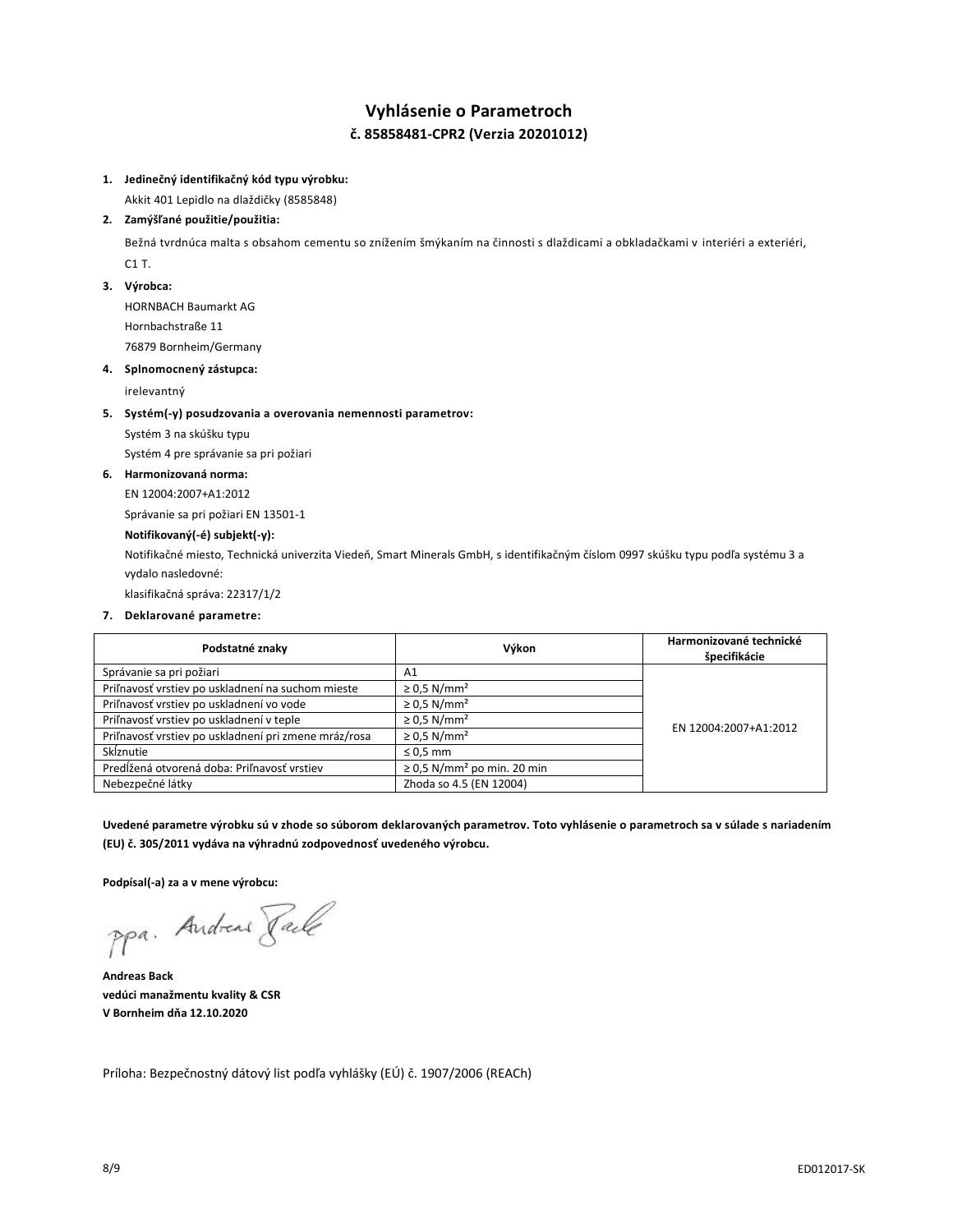# Vyhlásenie o Parametroch

## č. 85858481-CPR2 (Verzia 20201012)

1. **Jedinečný identifikačný kód typu výrobku:**

   Akkit 401 Lepidlo na dlaždičky (8585848)

2. **Zamýšľané použitie/použitia:**

   Bežná tvrdnúca malta s obsahom cementu so znížením šmýkaním na činnosti s dlaždicami a obkladačkami v interiéri a exteriéri, C1 T.

3. **Výrobca:**

   HORNBACH Baumarkt AG
   Hornbachstraße 11
   76879 Bornheim/Germany

4. **Splnomocnený zástupca:**

   irelevantný

5. **Systém(-y) posudzovania a overovania nemennosti parametrov:**

   Systém 3 na skúšku typu
   Systém 4 pre správanie sa pri požiari

6. **Harmonizovaná norma:**

   EN 12004:2007+A1:2012
   Správanie sa pri požiari EN 13501-1

   **Notifikovaný(-é) subjekt(-y):**

   Notifikačné miesto, Technická univerzita Viedeň, Smart Minerals GmbH, s identifikačným číslom 0997 skúšku typu podľa systému 3 a vydalo nasledovné:
   klasifikačná správa: 22317/1/2

7. **Deklarované parametre:**

| Podstatné znaky | Výkon | Harmonizované technické špecifikácie |
|---|---|---|
| Správanie sa pri požiari | A1 | EN 12004:2007+A1:2012 |
| Priľnavosť vrstiev po uskladnení na suchom mieste | ≥ 0,5 N/mm² | |
| Priľnavosť vrstiev po uskladnení vo vode | ≥ 0,5 N/mm² | |
| Priľnavosť vrstiev po uskladnení v teple | ≥ 0,5 N/mm² | |
| Priľnavosť vrstiev po uskladnení pri zmene mráz/rosa | ≥ 0,5 N/mm² | |
| Sklznutie | ≤ 0,5 mm | |
| Predĺžená otvorená doba: Priľnavosť vrstiev | ≥ 0,5 N/mm² po min. 20 min | |
| Nebezpečné látky | Zhoda so 4.5 (EN 12004) | |

**Uvedené parametre výrobku sú v zhode so súborom deklarovaných parametrov. Toto vyhlásenie o parametroch sa v súlade s nariadením (EU) č. 305/2011 vydáva na výhradnú zodpovednosť uvedeného výrobcu.**

**Podpísal(-a) za a v mene výrobcu:**

ppa. Andreas Back

**Andreas Back**
**vedúci manažmentu kvality & CSR**
**V Bornheim dňa 12.10.2020**

Príloha: Bezpečnostný dátový list podľa vyhlášky (EÚ) č. 1907/2006 (REACh)

ED012017-SK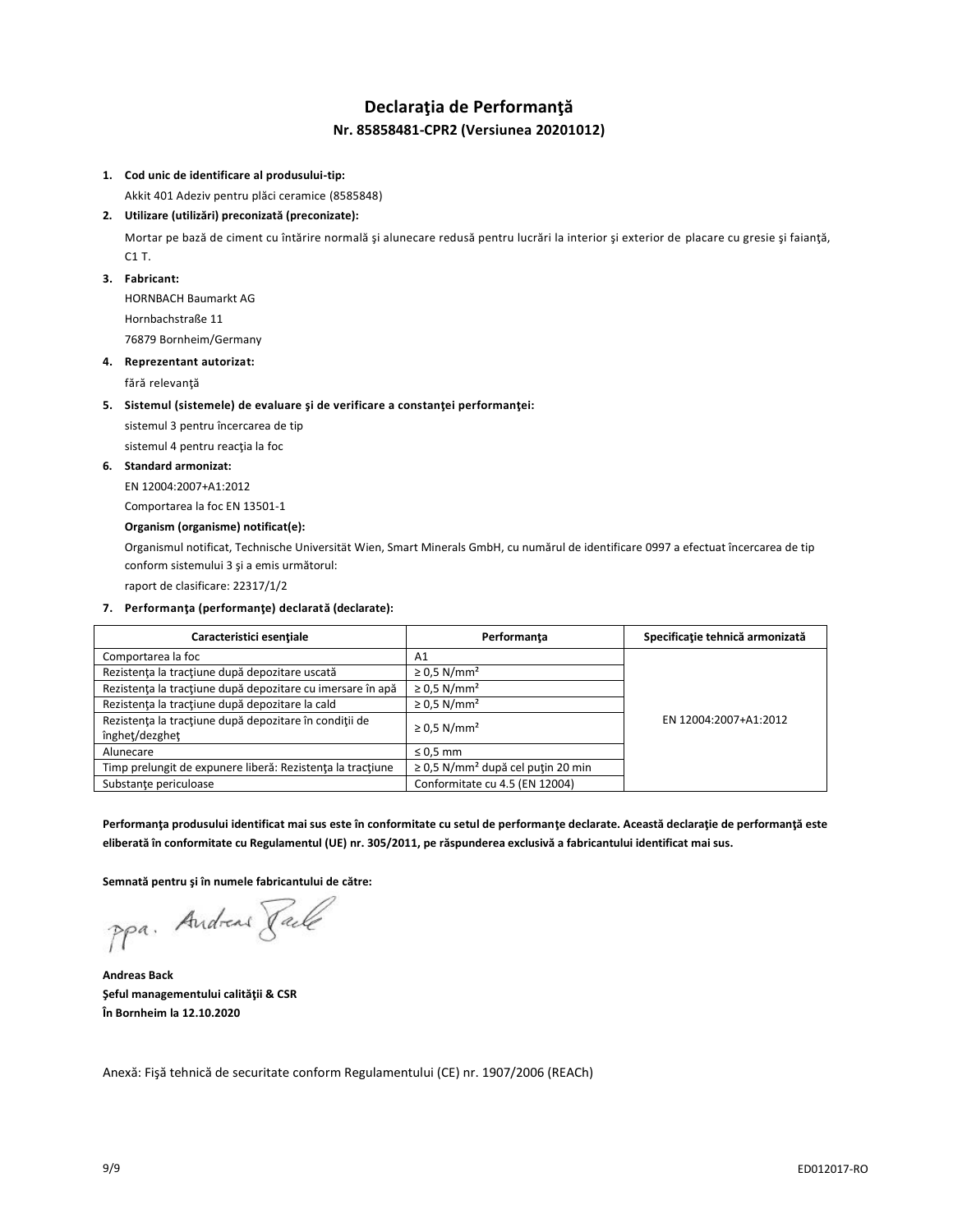# Declaraţia de Performanţă

## Nr. 85858481-CPR2 (Versiunea 20201012)

1. **Cod unic de identificare al produsului-tip:**

   Akkit 401 Adeziv pentru plăci ceramice (8585848)

2. **Utilizare (utilizări) preconizată (preconizate):**

   Mortar pe bază de ciment cu întărire normală şi alunecare redusă pentru lucrări la interior şi exterior de placare cu gresie şi faianţă, C1 T.

3. **Fabricant:**

   HORNBACH Baumarkt AG
   Hornbachstraße 11
   76879 Bornheim/Germany

4. **Reprezentant autorizat:**

   fără relevanţă

5. **Sistemul (sistemele) de evaluare şi de verificare a constanţei performanţei:**

   sistemul 3 pentru încercarea de tip
   sistemul 4 pentru reacţia la foc

6. **Standard armonizat:**

   EN 12004:2007+A1:2012
   Comportarea la foc EN 13501-1

   **Organism (organisme) notificat(e):**

   Organismul notificat, Technische Universität Wien, Smart Minerals GmbH, cu numărul de identificare 0997 a efectuat încercarea de tip conform sistemului 3 şi a emis următorul:
   raport de clasificare: 22317/1/2

7. **Performanţa (performanţe) declarată (declarate):**

| Caracteristici esenţiale | Performanţa | Specificaţie tehnică armonizată |
|---|---|---|
| Comportarea la foc | A1 | EN 12004:2007+A1:2012 |
| Rezistenţa la tracţiune după depozitare uscată | ≥ 0,5 N/mm² | |
| Rezistenţa la tracţiune după depozitare cu imersare în apă | ≥ 0,5 N/mm² | |
| Rezistenţa la tracţiune după depozitare la cald | ≥ 0,5 N/mm² | |
| Rezistenţa la tracţiune după depozitare în condiţii de îngheţ/dezgheţ | ≥ 0,5 N/mm² | |
| Alunecare | ≤ 0,5 mm | |
| Timp prelungit de expunere liberă: Rezistenţa la tracţiune | ≥ 0,5 N/mm² după cel puţin 20 min | |
| Substanţe periculoase | Conformitate cu 4.5 (EN 12004) | |

**Performanţa produsului identificat mai sus este în conformitate cu setul de performanţe declarate. Această declaraţie de performanţă este eliberată în conformitate cu Regulamentul (UE) nr. 305/2011, pe răspunderea exclusivă a fabricantului identificat mai sus.**

**Semnată pentru şi în numele fabricantului de către:**

ppa. Andreas Back

**Andreas Back**
**Şeful managementului calităţii & CSR**
**În Bornheim la 12.10.2020**

Anexă: Fişă tehnică de securitate conform Regulamentului (CE) nr. 1907/2006 (REACh)

ED012017-RO